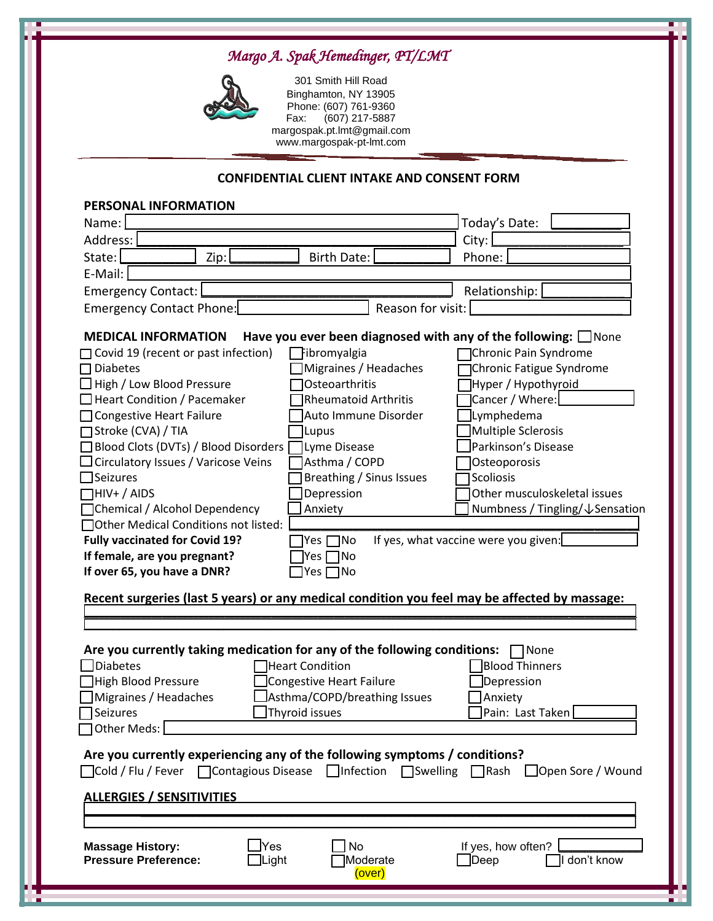# *Margo A. Spak Hemedinger, PT/LMT*

301 Smith Hill Road
Binghamton, NY 13905
Phone: (607) 761-9360
Fax: (607) 217-5887
margospak.pt.lmt@gmail.com
www.margospak-pt-lmt.com

## CONFIDENTIAL CLIENT INTAKE AND CONSENT FORM

### PERSONAL INFORMATION

Name: ____________ Today's Date: ____________

Address: ____________ City: ____________

State: ____________ Zip: ____________ Birth Date: ____________ Phone: ____________

E-Mail: ____________

Emergency Contact: ____________ Relationship: ____________

Emergency Contact Phone: ____________ Reason for visit: ____________

### MEDICAL INFORMATION

**Have you ever been diagnosed with any of the following:** ☐ None

| | | |
|---|---|---|
| ☐ Covid 19 (recent or past infection) | ☐ Fibromyalgia | ☐ Chronic Pain Syndrome |
| ☐ Diabetes | ☐ Migraines / Headaches | ☐ Chronic Fatigue Syndrome |
| ☐ High / Low Blood Pressure | ☐ Osteoarthritis | ☐ Hyper / Hypothyroid |
| ☐ Heart Condition / Pacemaker | ☐ Rheumatoid Arthritis | ☐ Cancer / Where: ________ |
| ☐ Congestive Heart Failure | ☐ Auto Immune Disorder | ☐ Lymphedema |
| ☐ Stroke (CVA) / TIA | ☐ Lupus | ☐ Multiple Sclerosis |
| ☐ Blood Clots (DVTs) / Blood Disorders | ☐ Lyme Disease | ☐ Parkinson's Disease |
| ☐ Circulatory Issues / Varicose Veins | ☐ Asthma / COPD | ☐ Osteoporosis |
| ☐ Seizures | ☐ Breathing / Sinus Issues | ☐ Scoliosis |
| ☐ HIV+ / AIDS | ☐ Depression | ☐ Other musculoskeletal issues |
| ☐ Chemical / Alcohol Dependency | ☐ Anxiety | ☐ Numbness / Tingling/↓Sensation |

☐ Other Medical Conditions not listed: ____________

**Fully vaccinated for Covid 19?** ☐ Yes ☐ No If yes, what vaccine were you given: ____________

**If female, are you pregnant?** ☐ Yes ☐ No

**If over 65, you have a DNR?** ☐ Yes ☐ No

**Recent surgeries (last 5 years) or any medical condition you feel may be affected by massage:**

____________

____________

**Are you currently taking medication for any of the following conditions:** ☐ None

| | | |
|---|---|---|
| ☐ Diabetes | ☐ Heart Condition | ☐ Blood Thinners |
| ☐ High Blood Pressure | ☐ Congestive Heart Failure | ☐ Depression |
| ☐ Migraines / Headaches | ☐ Asthma/COPD/breathing Issues | ☐ Anxiety |
| ☐ Seizures | ☐ Thyroid issues | ☐ Pain: Last Taken ________ |

☐ Other Meds: ____________

**Are you currently experiencing any of the following symptoms / conditions?**

☐ Cold / Flu / Fever ☐ Contagious Disease ☐ Infection ☐ Swelling ☐ Rash ☐ Open Sore / Wound

### ALLERGIES / SENSITIVITIES

____________

____________

**Massage History:** ☐ Yes ☐ No If yes, how often? ____________

**Pressure Preference:** ☐ Light ☐ Moderate ☐ Deep ☐ I don't know

(over)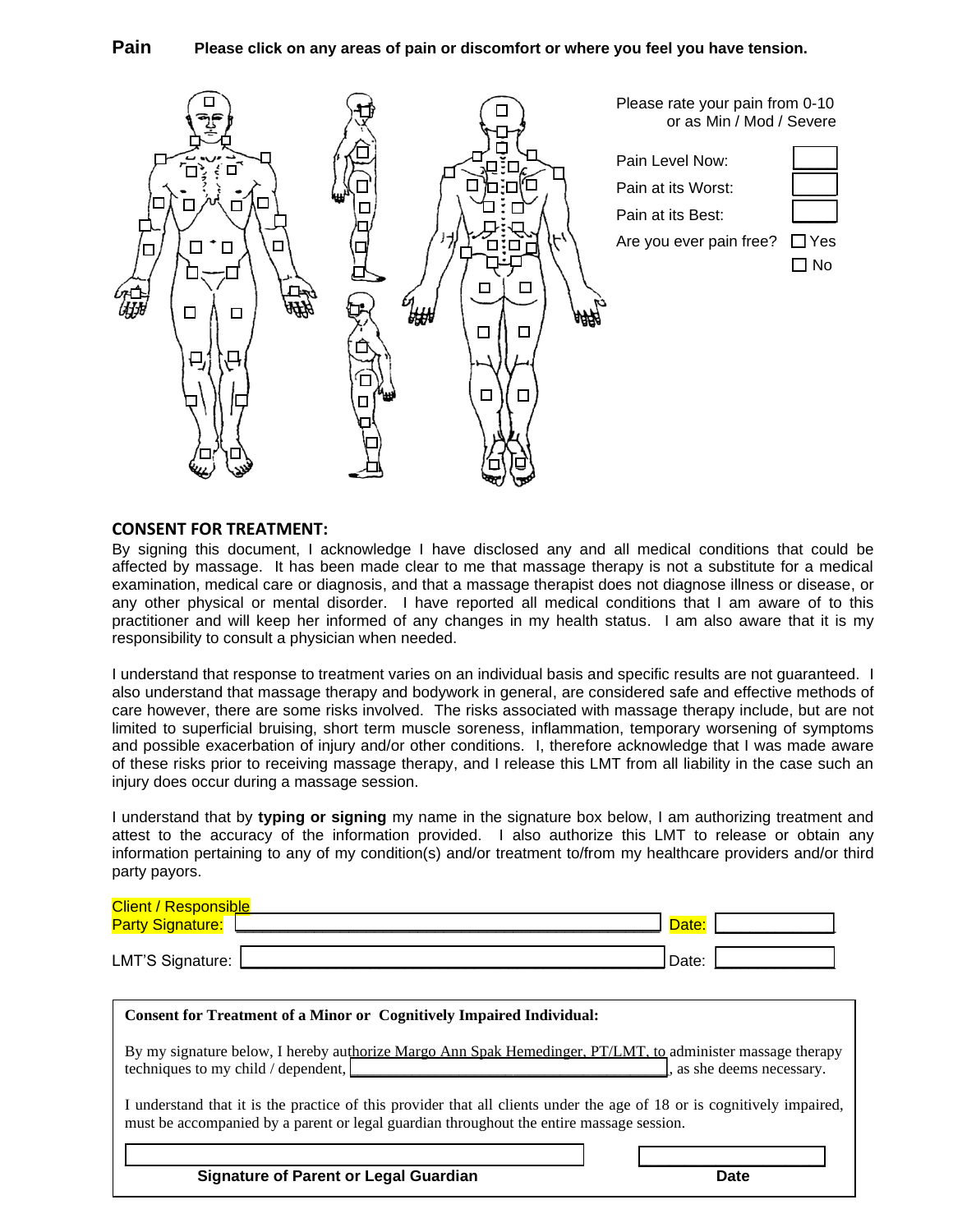**Pain** **Please click on any areas of pain or discomfort or where you feel you have tension.**

Please rate your pain from 0-10 or as Min / Mod / Severe

Pain Level Now: ☐

Pain at its Worst: ☐

Pain at its Best: ☐

Are you ever pain free? ☐ Yes ☐ No

**CONSENT FOR TREATMENT:**

By signing this document, I acknowledge I have disclosed any and all medical conditions that could be affected by massage. It has been made clear to me that massage therapy is not a substitute for a medical examination, medical care or diagnosis, and that a massage therapist does not diagnose illness or disease, or any other physical or mental disorder. I have reported all medical conditions that I am aware of to this practitioner and will keep her informed of any changes in my health status. I am also aware that it is my responsibility to consult a physician when needed.

I understand that response to treatment varies on an individual basis and specific results are not guaranteed. I also understand that massage therapy and bodywork in general, are considered safe and effective methods of care however, there are some risks involved. The risks associated with massage therapy include, but are not limited to superficial bruising, short term muscle soreness, inflammation, temporary worsening of symptoms and possible exacerbation of injury and/or other conditions. I, therefore acknowledge that I was made aware of these risks prior to receiving massage therapy, and I release this LMT from all liability in the case such an injury does occur during a massage session.

I understand that by **typing or signing** my name in the signature box below, I am authorizing treatment and attest to the accuracy of the information provided. I also authorize this LMT to release or obtain any information pertaining to any of my condition(s) and/or treatment to/from my healthcare providers and/or third party payors.

Client / Responsible Party Signature: ______________________ Date: __________

LMT'S Signature: ______________________ Date: __________

**Consent for Treatment of a Minor or Cognitively Impaired Individual:**

By my signature below, I hereby authorize Margo Ann Spak Hemedinger, PT/LMT, to administer massage therapy techniques to my child / dependent, ______________________, as she deems necessary.

I understand that it is the practice of this provider that all clients under the age of 18 or is cognitively impaired, must be accompanied by a parent or legal guardian throughout the entire massage session.

______________________ __________

**Signature of Parent or Legal Guardian** **Date**